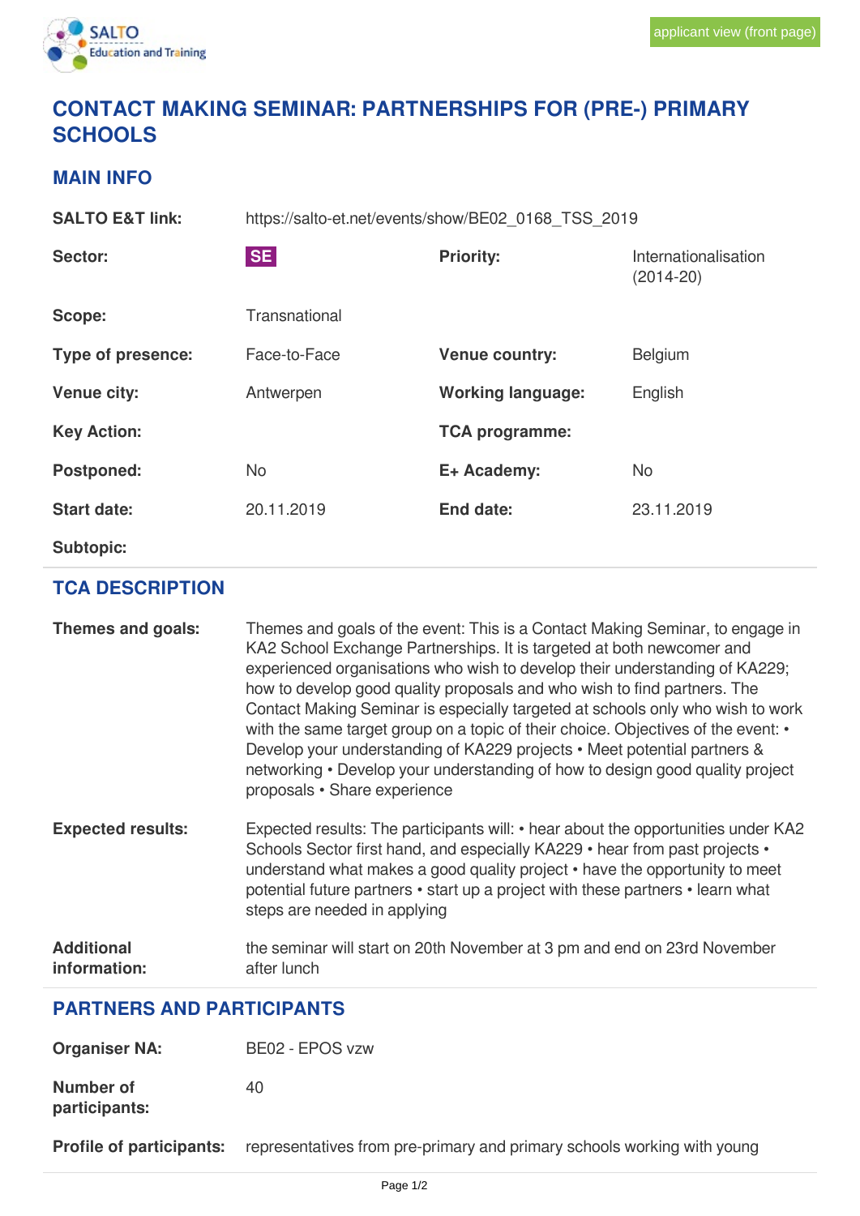applicant view (front page)

# CONTACT MAKING SEMINAR: PARTNERSHIPS FOR (PRE-) PRIMARY SCHOOLS

## MAIN INFO

| | | | |
|---|---|---|---|
| **SALTO E&T link:** | https://salto-et.net/events/show/BE02_0168_TSS_2019 | | |
| **Sector:** | SE | **Priority:** | Internationalisation (2014-20) |
| **Scope:** | Transnational | | |
| **Type of presence:** | Face-to-Face | **Venue country:** | Belgium |
| **Venue city:** | Antwerpen | **Working language:** | English |
| **Key Action:** | | **TCA programme:** | |
| **Postponed:** | No | **E+ Academy:** | No |
| **Start date:** | 20.11.2019 | **End date:** | 23.11.2019 |
| **Subtopic:** | | | |

## TCA DESCRIPTION

**Themes and goals:** Themes and goals of the event: This is a Contact Making Seminar, to engage in KA2 School Exchange Partnerships. It is targeted at both newcomer and experienced organisations who wish to develop their understanding of KA229; how to develop good quality proposals and who wish to find partners. The Contact Making Seminar is especially targeted at schools only who wish to work with the same target group on a topic of their choice. Objectives of the event: • Develop your understanding of KA229 projects • Meet potential partners & networking • Develop your understanding of how to design good quality project proposals • Share experience

**Expected results:** Expected results: The participants will: • hear about the opportunities under KA2 Schools Sector first hand, and especially KA229 • hear from past projects • understand what makes a good quality project • have the opportunity to meet potential future partners • start up a project with these partners • learn what steps are needed in applying

**Additional information:** the seminar will start on 20th November at 3 pm and end on 23rd November after lunch

## PARTNERS AND PARTICIPANTS

**Organiser NA:** BE02 - EPOS vzw

**Number of participants:** 40

**Profile of participants:** representatives from pre-primary and primary schools working with young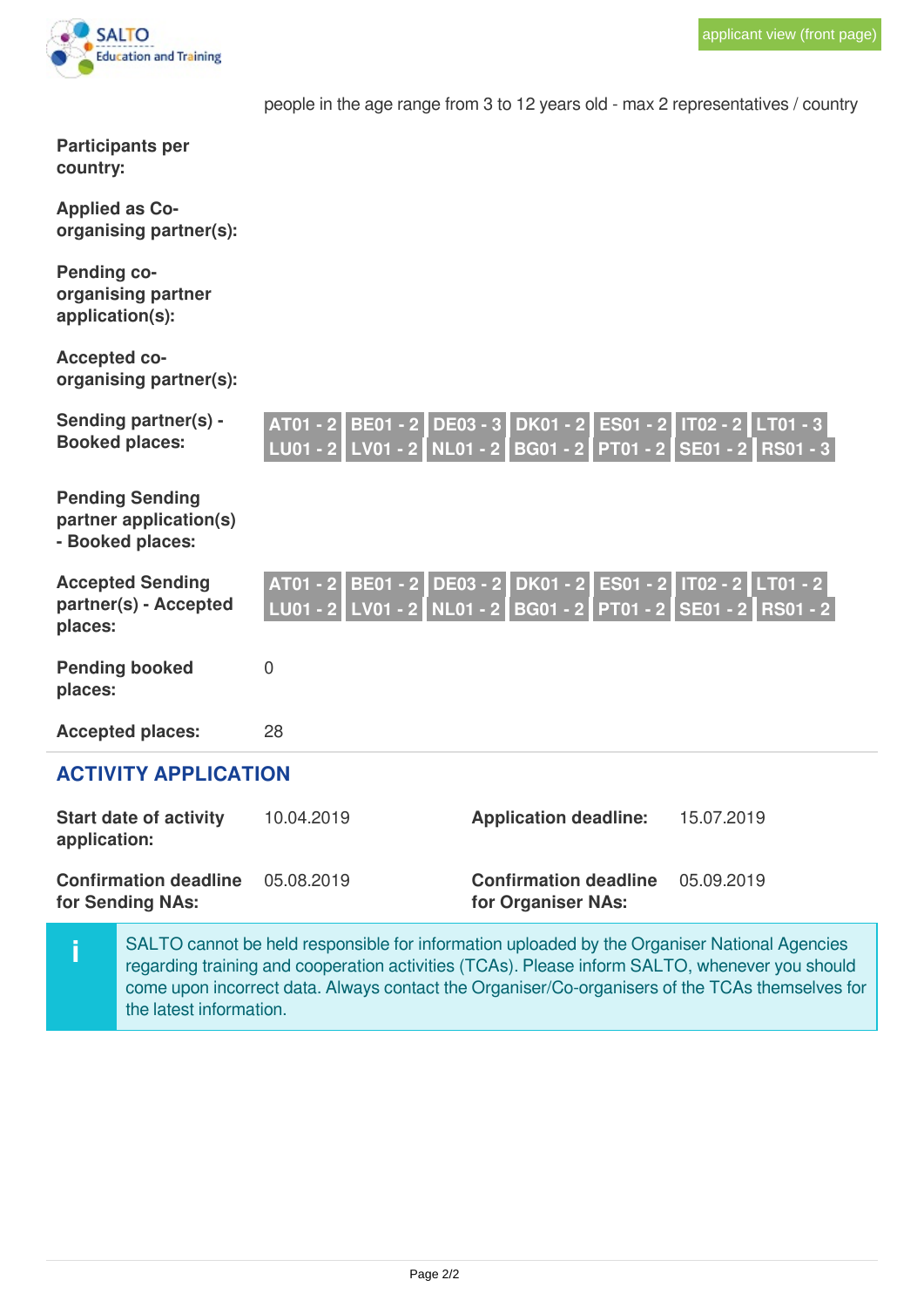applicant view (front page)

people in the age range from 3 to 12 years old - max 2 representatives / country

**Participants per country:**

**Applied as Co-organising partner(s):**

**Pending co-organising partner application(s):**

**Accepted co-organising partner(s):**

**Sending partner(s) - Booked places:** AT01 - 2 BE01 - 2 DE03 - 3 DK01 - 2 ES01 - 2 IT02 - 2 LT01 - 3 LU01 - 2 LV01 - 2 NL01 - 2 BG01 - 2 PT01 - 2 SE01 - 2 RS01 - 3

**Pending Sending partner application(s) - Booked places:**

**Accepted Sending partner(s) - Accepted places:** AT01 - 2 BE01 - 2 DE03 - 2 DK01 - 2 ES01 - 2 IT02 - 2 LT01 - 2 LU01 - 2 LV01 - 2 NL01 - 2 BG01 - 2 PT01 - 2 SE01 - 2 RS01 - 2

**Pending booked places:** 0

**Accepted places:** 28

## ACTIVITY APPLICATION

| | | | |
|---|---|---|---|
| **Start date of activity application:** | 10.04.2019 | **Application deadline:** | 15.07.2019 |
| **Confirmation deadline for Sending NAs:** | 05.08.2019 | **Confirmation deadline for Organiser NAs:** | 05.09.2019 |

i SALTO cannot be held responsible for information uploaded by the Organiser National Agencies regarding training and cooperation activities (TCAs). Please inform SALTO, whenever you should come upon incorrect data. Always contact the Organiser/Co-organisers of the TCAs themselves for the latest information.